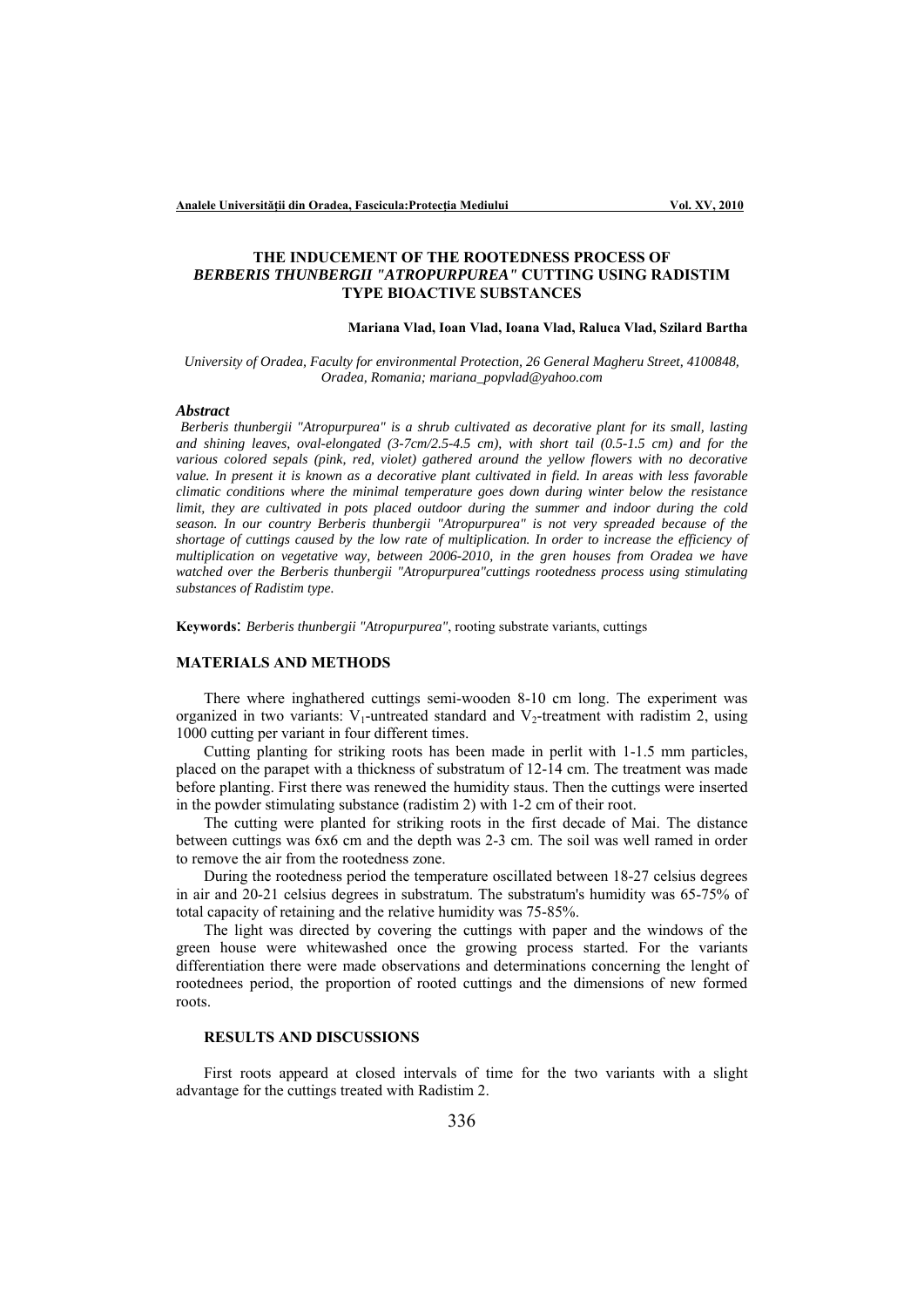# THE INDUCEMENT OF THE ROOTEDNESS PROCESS OF *BERBERIS THUNBERGII "ATROPURPUREA"* CUTTING USING RADISTIM TYPE BIOACTIVE SUBSTANCES

**Mariana Vlad, Ioan Vlad, Ioana Vlad, Raluca Vlad, Szilard Bartha**

*University of Oradea, Faculty for environmental Protection, 26 General Magheru Street, 4100848, Oradea, Romania; mariana_popvlad@yahoo.com*

### *Abstract*

*Berberis thunbergii "Atropurpurea" is a shrub cultivated as decorative plant for its small, lasting and shining leaves, oval-elongated (3-7cm/2.5-4.5 cm), with short tail (0.5-1.5 cm) and for the various colored sepals (pink, red, violet) gathered around the yellow flowers with no decorative value. In present it is known as a decorative plant cultivated in field. In areas with less favorable climatic conditions where the minimal temperature goes down during winter below the resistance limit, they are cultivated in pots placed outdoor during the summer and indoor during the cold season. In our country Berberis thunbergii "Atropurpurea" is not very spreaded because of the shortage of cuttings caused by the low rate of multiplication. In order to increase the efficiency of multiplication on vegetative way, between 2006-2010, in the gren houses from Oradea we have watched over the Berberis thunbergii "Atropurpurea"cuttings rootedness process using stimulating substances of Radistim type.*

**Keywords**: *Berberis thunbergii "Atropurpurea"*, rooting substrate variants, cuttings

## MATERIALS AND METHODS

There where inghathered cuttings semi-wooden 8-10 cm long. The experiment was organized in two variants: $V_1$-untreated standard and $V_2$-treatment with radistim 2, using 1000 cutting per variant in four different times.

Cutting planting for striking roots has been made in perlit with 1-1.5 mm particles, placed on the parapet with a thickness of substratum of 12-14 cm. The treatment was made before planting. First there was renewed the humidity staus. Then the cuttings were inserted in the powder stimulating substance (radistim 2) with 1-2 cm of their root.

The cutting were planted for striking roots in the first decade of Mai. The distance between cuttings was 6x6 cm and the depth was 2-3 cm. The soil was well ramed in order to remove the air from the rootedness zone.

During the rootedness period the temperature oscillated between 18-27 celsius degrees in air and 20-21 celsius degrees in substratum. The substratum's humidity was 65-75% of total capacity of retaining and the relative humidity was 75-85%.

The light was directed by covering the cuttings with paper and the windows of the green house were whitewashed once the growing process started. For the variants differentiation there were made observations and determinations concerning the lenght of rootednees period, the proportion of rooted cuttings and the dimensions of new formed roots.

## RESULTS AND DISCUSSIONS

First roots appear at closed intervals of time for the two variants with a slight advantage for the cuttings treated with Radistim 2.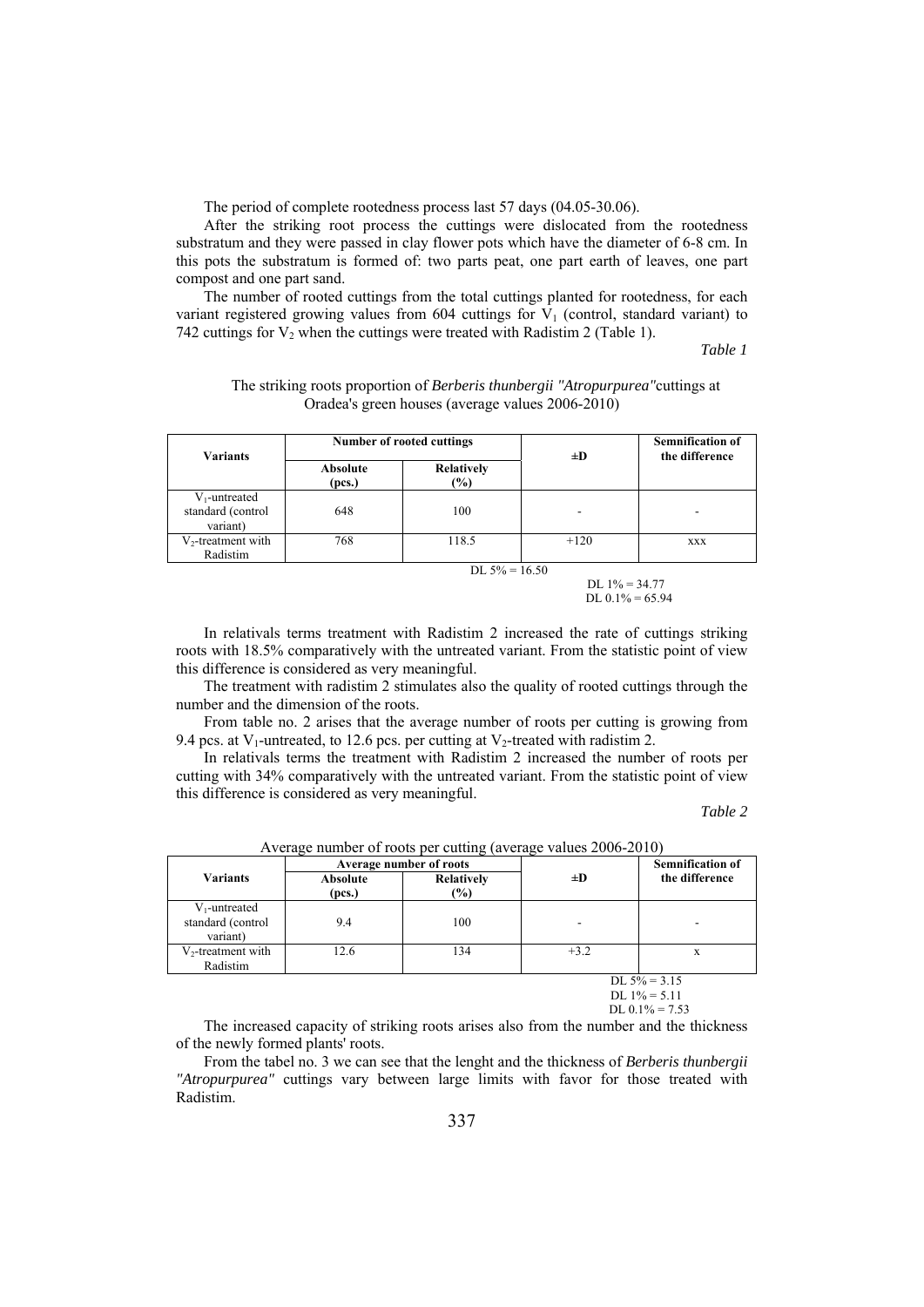The period of complete rootedness process last 57 days (04.05-30.06).

After the striking root process the cuttings were dislocated from the rootedness substratum and they were passed in clay flower pots which have the diameter of 6-8 cm. In this pots the substratum is formed of: two parts peat, one part earth of leaves, one part compost and one part sand.

The number of rooted cuttings from the total cuttings planted for rootedness, for each variant registered growing values from 604 cuttings for $V_1$ (control, standard variant) to 742 cuttings for $V_2$ when the cuttings were treated with Radistim 2 (Table 1).

*Table 1*

The striking roots proportion of *Berberis thunbergii "Atropurpurea"* cuttings at Oradea's green houses (average values 2006-2010)

| Variants | Number of rooted cuttings | | ±D | Semnification of the difference |
|---|---|---|---|---|
| | Absolute (pcs.) | Relatively (%) | | |
| $V_1$-untreated standard (control variant) | 648 | 100 | - | - |
| $V_2$-treatment with Radistim | 768 | 118.5 | +120 | xxx |

DL 5% = 16.50
DL 1% = 34.77
DL 0.1% = 65.94

In relativals terms treatment with Radistim 2 increased the rate of cuttings striking roots with 18.5% comparatively with the untreated variant. From the statistic point of view this difference is considered as very meaningful.

The treatment with radistim 2 stimulates also the quality of rooted cuttings through the number and the dimension of the roots.

From table no. 2 arises that the average number of roots per cutting is growing from 9.4 pcs. at $V_1$-untreated, to 12.6 pcs. per cutting at $V_2$-treated with radistim 2.

In relativals terms the treatment with Radistim 2 increased the number of roots per cutting with 34% comparatively with the untreated variant. From the statistic point of view this difference is considered as very meaningful.

*Table 2*

Average number of roots per cutting (average values 2006-2010)

| Variants | Average number of roots | | ±D | Semnification of the difference |
|---|---|---|---|---|
| | Absolute (pcs.) | Relatively (%) | | |
| $V_1$-untreated standard (control variant) | 9.4 | 100 | - | - |
| $V_2$-treatment with Radistim | 12.6 | 134 | +3.2 | x |

DL 5% = 3.15
DL 1% = 5.11
DL 0.1% = 7.53

The increased capacity of striking roots arises also from the number and the thickness of the newly formed plants' roots.

From the tabel no. 3 we can see that the lenght and the thickness of *Berberis thunbergii "Atropurpurea"* cuttings vary between large limits with favor for those treated with Radistim.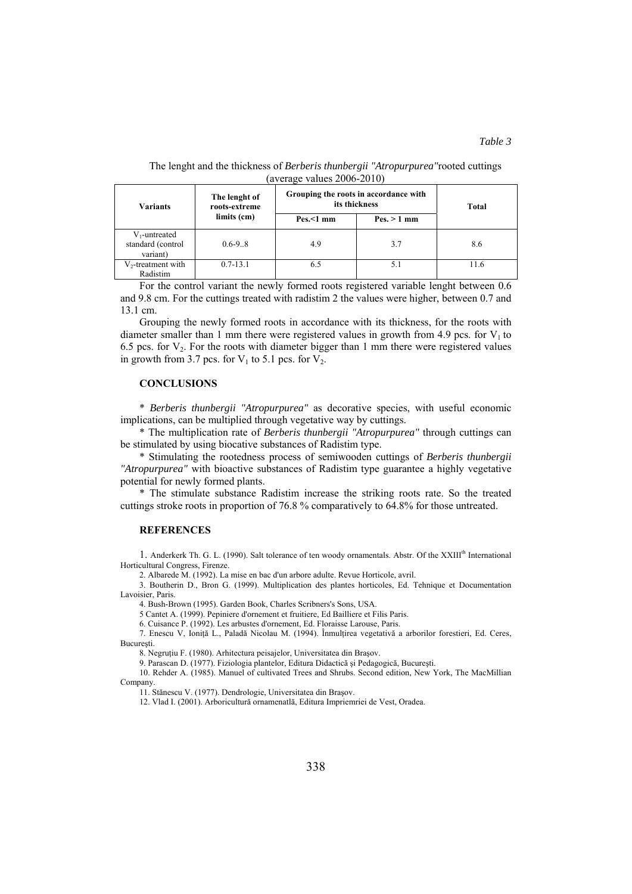*Table 3*

The lenght and the thickness of *Berberis thunbergii "Atropurpurea"* rooted cuttings (average values 2006-2010)

| Variants | The lenght of roots-extreme limits (cm) | Grouping the roots in accordance with its thickness | | Total |
|---|---|---|---|---|
| | | Pes.<1 mm | Pes. > 1 mm | |
| $V_1$-untreated standard (control variant) | 0.6-9..8 | 4.9 | 3.7 | 8.6 |
| $V_2$-treatment with Radistim | 0.7-13.1 | 6.5 | 5.1 | 11.6 |

For the control variant the newly formed roots registered variable lenght between 0.6 and 9.8 cm. For the cuttings treated with radistim 2 the values were higher, between 0.7 and 13.1 cm.

Grouping the newly formed roots in accordance with its thickness, for the roots with diameter smaller than 1 mm there were registered values in growth from 4.9 pcs. for $V_1$ to 6.5 pcs. for $V_2$. For the roots with diameter bigger than 1 mm there were registered values in growth from 3.7 pcs. for $V_1$ to 5.1 pcs. for $V_2$.

## CONCLUSIONS

\* *Berberis thunbergii "Atropurpurea"* as decorative species, with useful economic implications, can be multiplied through vegetative way by cuttings.

\* The multiplication rate of *Berberis thunbergii "Atropurpurea"* through cuttings can be stimulated by using biocative substances of Radistim type.

\* Stimulating the rootedness process of semiwooden cuttings of *Berberis thunbergii "Atropurpurea"* with bioactive substances of Radistim type guarantee a highly vegetative potential for newly formed plants.

\* The stimulate substance Radistim increase the striking roots rate. So the treated cuttings stroke roots in proportion of 76.8 % comparatively to 64.8% for those untreated.

## REFERENCES

1. Anderkerk Th. G. L. (1990). Salt tolerance of ten woody ornamentals. Abstr. Of the XXIII[th] International Horticultural Congress, Firenze.
2. Albarede M. (1992). La mise en bac d'un arbore adulte. Revue Horticole, avril.
3. Boutherin D., Bron G. (1999). Multiplication des plantes horticoles, Ed. Tehnique et Documentation Lavoisier, Paris.
4. Bush-Brown (1995). Garden Book, Charles Scribners's Sons, USA.
5. Cantet A. (1999). Pepiniere d'ornement et fruitiere, Ed Bailliere et Filis Paris.
6. Cuisance P. (1992). Les arbustes d'ornement, Ed. Floraisse Larouse, Paris.
7. Enescu V, Ioniță L., Paladă Nicolau M. (1994). Înmulțirea vegetativă a arborilor forestieri, Ed. Ceres, Bucureşti.
8. Negruțiu F. (1980). Arhitectura peisajelor, Universitatea din Braşov.
9. Parascan D. (1977). Fiziologia plantelor, Editura Didactică şi Pedagogică, Bucureşti.
10. Rehder A. (1985). Manuel of cultivated Trees and Shrubs. Second edition, New York, The MacMillian Company.
11. Stănescu V. (1977). Dendrologie, Universitatea din Braşov.
12. Vlad I. (2001). Arboricultură ornamenatlă, Editura Impriemriei de Vest, Oradea.